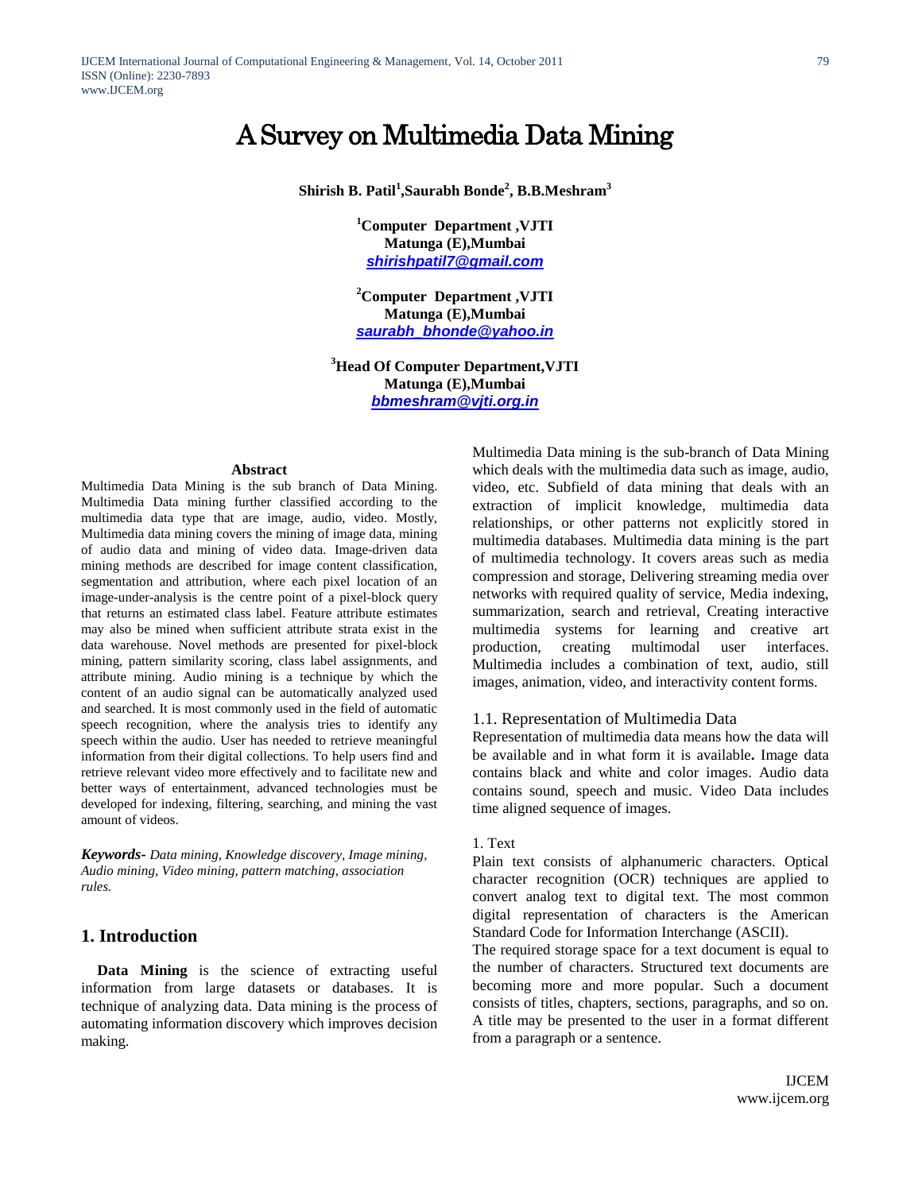# A Survey on Multimedia Data Mining

**Shirish B. Patil[1], Saurabh Bonde[2], B.B.Meshram[3]**

**[1]Computer Department ,VJTI**
**Matunga (E),Mumbai**
***shirishpatil7@gmail.com***

**[2]Computer Department ,VJTI**
**Matunga (E),Mumbai**
***saurabh_bhonde@yahoo.in***

**[3]Head Of Computer Department,VJTI**
**Matunga (E),Mumbai**
***bbmeshram@vjti.org.in***

## Abstract

Multimedia Data Mining is the sub branch of Data Mining. Multimedia Data mining further classified according to the multimedia data type that are image, audio, video. Mostly, Multimedia data mining covers the mining of image data, mining of audio data and mining of video data. Image-driven data mining methods are described for image content classification, segmentation and attribution, where each pixel location of an image-under-analysis is the centre point of a pixel-block query that returns an estimated class label. Feature attribute estimates may also be mined when sufficient attribute strata exist in the data warehouse. Novel methods are presented for pixel-block mining, pattern similarity scoring, class label assignments, and attribute mining. Audio mining is a technique by which the content of an audio signal can be automatically analyzed used and searched. It is most commonly used in the field of automatic speech recognition, where the analysis tries to identify any speech within the audio. User has needed to retrieve meaningful information from their digital collections. To help users find and retrieve relevant video more effectively and to facilitate new and better ways of entertainment, advanced technologies must be developed for indexing, filtering, searching, and mining the vast amount of videos.

***Keywords-*** *Data mining, Knowledge discovery, Image mining, Audio mining, Video mining, pattern matching, association rules.*

## 1. Introduction

**Data Mining** is the science of extracting useful information from large datasets or databases. It is technique of analyzing data. Data mining is the process of automating information discovery which improves decision making.

Multimedia Data mining is the sub-branch of Data Mining which deals with the multimedia data such as image, audio, video, etc. Subfield of data mining that deals with an extraction of implicit knowledge, multimedia data relationships, or other patterns not explicitly stored in multimedia databases. Multimedia data mining is the part of multimedia technology. It covers areas such as media compression and storage, Delivering streaming media over networks with required quality of service, Media indexing, summarization, search and retrieval, Creating interactive multimedia systems for learning and creative art production, creating multimodal user interfaces. Multimedia includes a combination of text, audio, still images, animation, video, and interactivity content forms.

### 1.1. Representation of Multimedia Data

Representation of multimedia data means how the data will be available and in what form it is available**.** Image data contains black and white and color images. Audio data contains sound, speech and music. Video Data includes time aligned sequence of images.

1. Text

Plain text consists of alphanumeric characters. Optical character recognition (OCR) techniques are applied to convert analog text to digital text. The most common digital representation of characters is the American Standard Code for Information Interchange (ASCII).

The required storage space for a text document is equal to the number of characters. Structured text documents are becoming more and more popular. Such a document consists of titles, chapters, sections, paragraphs, and so on. A title may be presented to the user in a format different from a paragraph or a sentence.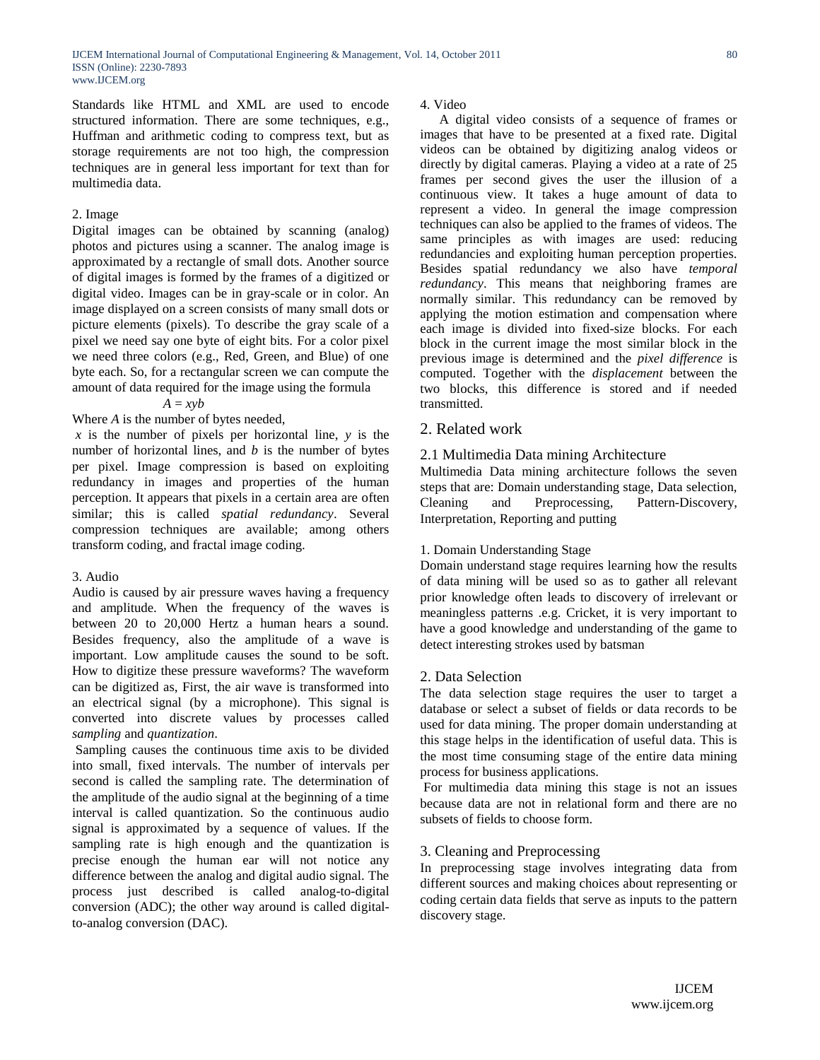Standards like HTML and XML are used to encode structured information. There are some techniques, e.g., Huffman and arithmetic coding to compress text, but as storage requirements are not too high, the compression techniques are in general less important for text than for multimedia data.

2. Image

Digital images can be obtained by scanning (analog) photos and pictures using a scanner. The analog image is approximated by a rectangle of small dots. Another source of digital images is formed by the frames of a digitized or digital video. Images can be in gray-scale or in color. An image displayed on a screen consists of many small dots or picture elements (pixels). To describe the gray scale of a pixel we need say one byte of eight bits. For a color pixel we need three colors (e.g., Red, Green, and Blue) of one byte each. So, for a rectangular screen we can compute the amount of data required for the image using the formula

$$A = xyb$$

Where $A$ is the number of bytes needed,

$x$ is the number of pixels per horizontal line, $y$ is the number of horizontal lines, and $b$ is the number of bytes per pixel. Image compression is based on exploiting redundancy in images and properties of the human perception. It appears that pixels in a certain area are often similar; this is called *spatial redundancy*. Several compression techniques are available; among others transform coding, and fractal image coding.

3. Audio

Audio is caused by air pressure waves having a frequency and amplitude. When the frequency of the waves is between 20 to 20,000 Hertz a human hears a sound. Besides frequency, also the amplitude of a wave is important. Low amplitude causes the sound to be soft. How to digitize these pressure waveforms? The waveform can be digitized as, First, the air wave is transformed into an electrical signal (by a microphone). This signal is converted into discrete values by processes called *sampling* and *quantization*.

Sampling causes the continuous time axis to be divided into small, fixed intervals. The number of intervals per second is called the sampling rate. The determination of the amplitude of the audio signal at the beginning of a time interval is called quantization. So the continuous audio signal is approximated by a sequence of values. If the sampling rate is high enough and the quantization is precise enough the human ear will not notice any difference between the analog and digital audio signal. The process just described is called analog-to-digital conversion (ADC); the other way around is called digital-to-analog conversion (DAC).

4. Video

A digital video consists of a sequence of frames or images that have to be presented at a fixed rate. Digital videos can be obtained by digitizing analog videos or directly by digital cameras. Playing a video at a rate of 25 frames per second gives the user the illusion of a continuous view. It takes a huge amount of data to represent a video. In general the image compression techniques can also be applied to the frames of videos. The same principles as with images are used: reducing redundancies and exploiting human perception properties. Besides spatial redundancy we also have *temporal redundancy*. This means that neighboring frames are normally similar. This redundancy can be removed by applying the motion estimation and compensation where each image is divided into fixed-size blocks. For each block in the current image the most similar block in the previous image is determined and the *pixel difference* is computed. Together with the *displacement* between the two blocks, this difference is stored and if needed transmitted.

## 2. Related work

### 2.1 Multimedia Data mining Architecture

Multimedia Data mining architecture follows the seven steps that are: Domain understanding stage, Data selection, Cleaning and Preprocessing, Pattern-Discovery, Interpretation, Reporting and putting

1. Domain Understanding Stage

Domain understand stage requires learning how the results of data mining will be used so as to gather all relevant prior knowledge often leads to discovery of irrelevant or meaningless patterns .e.g. Cricket, it is very important to have a good knowledge and understanding of the game to detect interesting strokes used by batsman

2. Data Selection

The data selection stage requires the user to target a database or select a subset of fields or data records to be used for data mining. The proper domain understanding at this stage helps in the identification of useful data. This is the most time consuming stage of the entire data mining process for business applications.

For multimedia data mining this stage is not an issues because data are not in relational form and there are no subsets of fields to choose form.

3. Cleaning and Preprocessing

In preprocessing stage involves integrating data from different sources and making choices about representing or coding certain data fields that serve as inputs to the pattern discovery stage.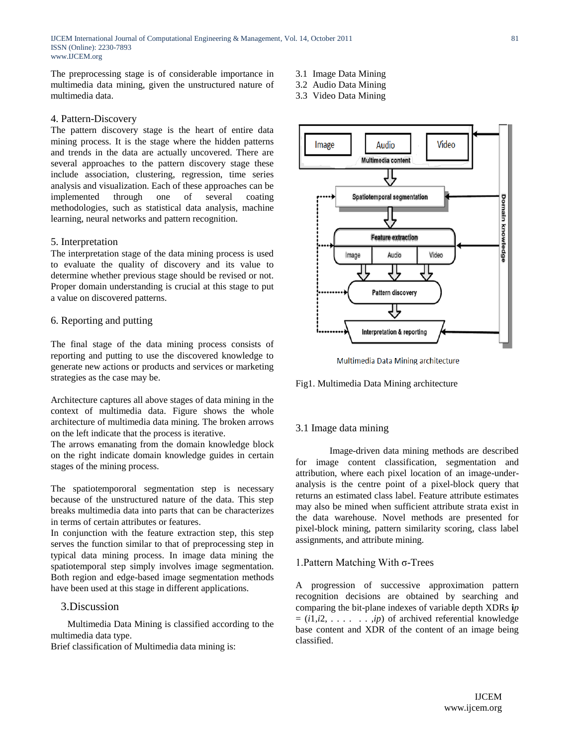The preprocessing stage is of considerable importance in multimedia data mining, given the unstructured nature of multimedia data.

### 4. Pattern-Discovery

The pattern discovery stage is the heart of entire data mining process. It is the stage where the hidden patterns and trends in the data are actually uncovered. There are several approaches to the pattern discovery stage these include association, clustering, regression, time series analysis and visualization. Each of these approaches can be implemented through one of several coating methodologies, such as statistical data analysis, machine learning, neural networks and pattern recognition.

### 5. Interpretation

The interpretation stage of the data mining process is used to evaluate the quality of discovery and its value to determine whether previous stage should be revised or not. Proper domain understanding is crucial at this stage to put a value on discovered patterns.

### 6. Reporting and putting

The final stage of the data mining process consists of reporting and putting to use the discovered knowledge to generate new actions or products and services or marketing strategies as the case may be.

Architecture captures all above stages of data mining in the context of multimedia data. Figure shows the whole architecture of multimedia data mining. The broken arrows on the left indicate that the process is iterative.
The arrows emanating from the domain knowledge block on the right indicate domain knowledge guides in certain stages of the mining process.

The spatiotempororal segmentation step is necessary because of the unstructured nature of the data. This step breaks multimedia data into parts that can be characterizes in terms of certain attributes or features.
In conjunction with the feature extraction step, this step serves the function similar to that of preprocessing step in typical data mining process. In image data mining the spatiotemporal step simply involves image segmentation. Both region and edge-based image segmentation methods have been used at this stage in different applications.

## 3.Discussion

Multimedia Data Mining is classified according to the multimedia data type.
Brief classification of Multimedia data mining is:

3.1 Image Data Mining
3.2 Audio Data Mining
3.3 Video Data Mining

Multimedia Data Mining architecture

Fig1. Multimedia Data Mining architecture

### 3.1 Image data mining

Image-driven data mining methods are described for image content classification, segmentation and attribution, where each pixel location of an image-under-analysis is the centre point of a pixel-block query that returns an estimated class label. Feature attribute estimates may also be mined when sufficient attribute strata exist in the data warehouse. Novel methods are presented for pixel-block mining, pattern similarity scoring, class label assignments, and attribute mining.

### 1.Pattern Matching With σ-Trees

A progression of successive approximation pattern recognition decisions are obtained by searching and comparing the bit-plane indexes of variable depth XDRs $\mathbf{i}p = (i1,i2, \ldots \ldots ,ip)$ of archived referential knowledge base content and XDR of the content of an image being classified.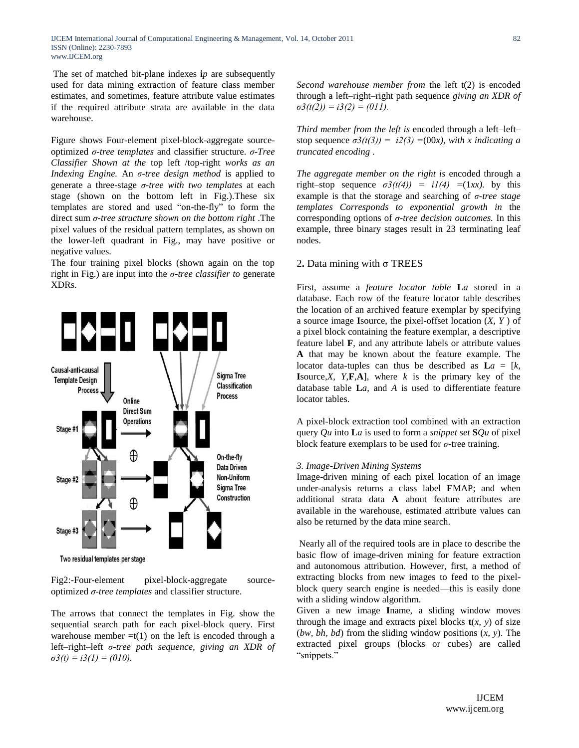The set of matched bit-plane indexes **i**$p$ are subsequently used for data mining extraction of feature class member estimates, and sometimes, feature attribute value estimates if the required attribute strata are available in the data warehouse.

Figure shows Four-element pixel-block-aggregate source-optimized *σ-tree templates* and classifier structure. *σ-Tree Classifier Shown at the* top left /top-right *works as an Indexing Engine.* An *σ-tree design method* is applied to generate a three-stage *σ-tree with two templates* at each stage (shown on the bottom left in Fig.).These six templates are stored and used "on-the-fly" to form the direct sum *σ-tree structure shown on the bottom right* .The pixel values of the residual pattern templates, as shown on the lower-left quadrant in Fig., may have positive or negative values.

The four training pixel blocks (shown again on the top right in Fig.) are input into the *σ-tree classifier to* generate XDRs.

Fig2:-Four-element pixel-block-aggregate source-optimized *σ-tree templates* and classifier structure.

The arrows that connect the templates in Fig. show the sequential search path for each pixel-block query. First warehouse member =t(1) on the left is encoded through a left–right–left *σ-tree path sequence, giving an XDR of* $\sigma3(t) = i3(1) = (010)$.

*Second warehouse member from* the left t(2) is encoded through a left–right–right path sequence *giving an XDR of* $\sigma3(t(2)) = i3(2) = (011)$.

*Third member from the left is* encoded through a left–left–stop sequence $\sigma3(t(3)) = i2(3) = (00x)$*, with x indicating a truncated encoding* .

*The aggregate member on the right is* encoded through a right–stop sequence $\sigma3(t(4)) = i1(4) = (1xx)$. by this example is that the storage and searching of *σ-tree stage templates Corresponds to exponential growth in* the corresponding options of *σ-tree decision outcomes.* In this example, three binary stages result in 23 terminating leaf nodes.

## 2. Data mining with σ TREES

First, assume a *feature locator table* **L**$a$ stored in a database. Each row of the archived feature locator table describes the location of an archived feature exemplar by specifying a source image **I**source, the pixel-offset location ($X$, $Y$ ) of a pixel block containing the feature exemplar, a descriptive feature label **F**, and any attribute labels or attribute values **A** that may be known about the feature example. The locator data-tuples can thus be described as **L**$a$ = [$k$, **I**source,$X$, $Y$,**F**,**A**], where $k$ is the primary key of the database table **L**$a$, and $A$ is used to differentiate feature locator tables.

A pixel-block extraction tool combined with an extraction query $Qu$ into **L**$a$ is used to form a *snippet set* **S**$Qu$ of pixel block feature exemplars to be used for *σ*-tree training.

### *3. Image-Driven Mining Systems*

Image-driven mining of each pixel location of an image under-analysis returns a class label **F**MAP; and when additional strata data **A** about feature attributes are available in the warehouse, estimated attribute values can also be returned by the data mine search.

Nearly all of the required tools are in place to describe the basic flow of image-driven mining for feature extraction and autonomous attribution. However, first, a method of extracting blocks from new images to feed to the pixel-block query search engine is needed—this is easily done with a sliding window algorithm.

Given a new image **I**name, a sliding window moves through the image and extracts pixel blocks **t**($x$, $y$) of size ($bw$, $bh$, $bd$) from the sliding window positions ($x$, $y$). The extracted pixel groups (blocks or cubes) are called "snippets."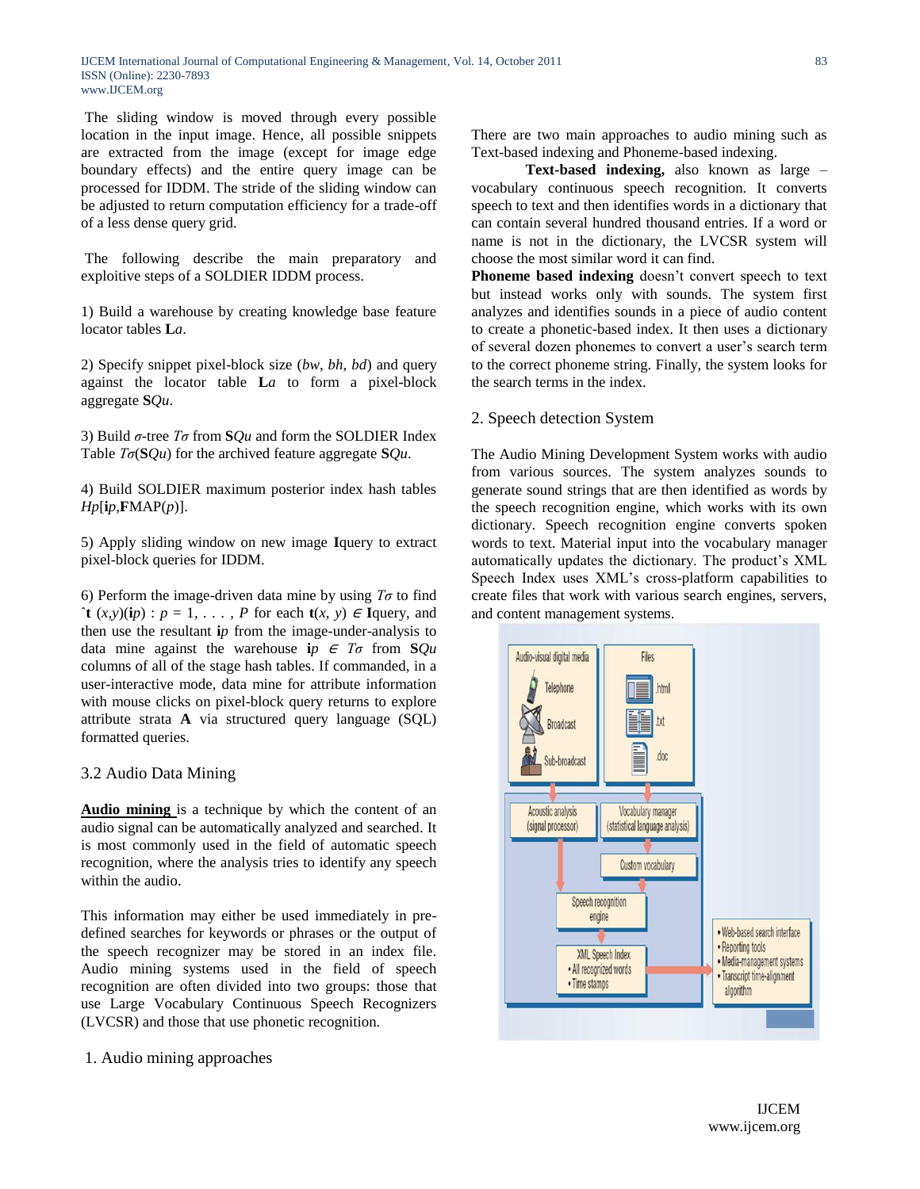The sliding window is moved through every possible location in the input image. Hence, all possible snippets are extracted from the image (except for image edge boundary effects) and the entire query image can be processed for IDDM. The stride of the sliding window can be adjusted to return computation efficiency for a trade-off of a less dense query grid.

The following describe the main preparatory and exploitive steps of a SOLDIER IDDM process.

1) Build a warehouse by creating knowledge base feature locator tables $\mathbf{L}a$.

2) Specify snippet pixel-block size ($bw$, $bh$, $bd$) and query against the locator table $\mathbf{L}a$ to form a pixel-block aggregate $\mathbf{S}Qu$.

3) Build $\sigma$-tree $T\sigma$ from $\mathbf{S}Qu$ and form the SOLDIER Index Table $T\sigma(\mathbf{S}Qu)$ for the archived feature aggregate $\mathbf{S}Qu$.

4) Build SOLDIER maximum posterior index hash tables $Hp[\mathbf{i}p, \mathbf{F}\text{MAP}(p)]$.

5) Apply sliding window on new image $\mathbf{I}$query to extract pixel-block queries for IDDM.

6) Perform the image-driven data mine by using $T\sigma$ to find $\hat{\mathbf{t}}(x,y)(\mathbf{i}p) : p = 1, \ldots, P$ for each $\mathbf{t}(x, y) \in \mathbf{I}$query, and then use the resultant $\mathbf{i}p$ from the image-under-analysis to data mine against the warehouse $\mathbf{i}p \in T\sigma$ from $\mathbf{S}Qu$ columns of all of the stage hash tables. If commanded, in a user-interactive mode, data mine for attribute information with mouse clicks on pixel-block query returns to explore attribute strata $\mathbf{A}$ via structured query language (SQL) formatted queries.

### 3.2 Audio Data Mining

**Audio mining** is a technique by which the content of an audio signal can be automatically analyzed and searched. It is most commonly used in the field of automatic speech recognition, where the analysis tries to identify any speech within the audio.

This information may either be used immediately in pre-defined searches for keywords or phrases or the output of the speech recognizer may be stored in an index file. Audio mining systems used in the field of speech recognition are often divided into two groups: those that use Large Vocabulary Continuous Speech Recognizers (LVCSR) and those that use phonetic recognition.

#### 1. Audio mining approaches

There are two main approaches to audio mining such as Text-based indexing and Phoneme-based indexing.

**Text-based indexing,** also known as large – vocabulary continuous speech recognition. It converts speech to text and then identifies words in a dictionary that can contain several hundred thousand entries. If a word or name is not in the dictionary, the LVCSR system will choose the most similar word it can find.

**Phoneme based indexing** doesn't convert speech to text but instead works only with sounds. The system first analyzes and identifies sounds in a piece of audio content to create a phonetic-based index. It then uses a dictionary of several dozen phonemes to convert a user's search term to the correct phoneme string. Finally, the system looks for the search terms in the index.

#### 2. Speech detection System

The Audio Mining Development System works with audio from various sources. The system analyzes sounds to generate sound strings that are then identified as words by the speech recognition engine, which works with its own dictionary. Speech recognition engine converts spoken words to text. Material input into the vocabulary manager automatically updates the dictionary. The product's XML Speech Index uses XML's cross-platform capabilities to create files that work with various search engines, servers, and content management systems.

Audio-visual digital media: Telephone, Broadcast, Sub-broadcast
Files: .html, .txt, .doc
Acoustic analysis (signal processor)
Vocabulary manager (statistical language analysis)
Custom vocabulary
Speech recognition engine
XML Speech Index
- All recognized words
- Time stamps

- Web-based search interface
- Reporting tools
- Media-management systems
- Transcript time-alignment algorithm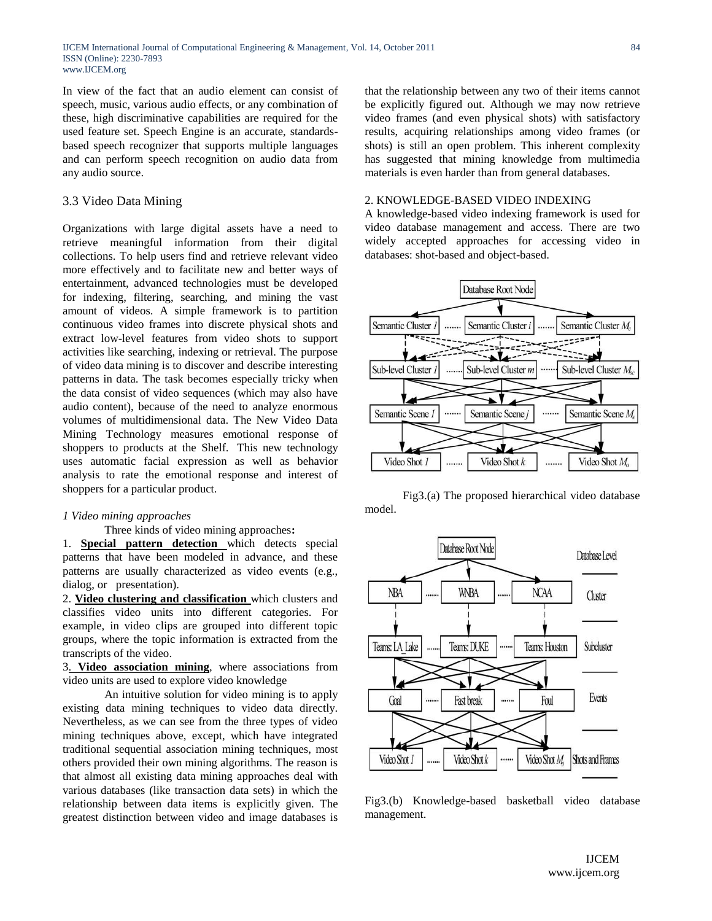In view of the fact that an audio element can consist of speech, music, various audio effects, or any combination of these, high discriminative capabilities are required for the used feature set. Speech Engine is an accurate, standards-based speech recognizer that supports multiple languages and can perform speech recognition on audio data from any audio source.

## 3.3 Video Data Mining

Organizations with large digital assets have a need to retrieve meaningful information from their digital collections. To help users find and retrieve relevant video more effectively and to facilitate new and better ways of entertainment, advanced technologies must be developed for indexing, filtering, searching, and mining the vast amount of videos. A simple framework is to partition continuous video frames into discrete physical shots and extract low-level features from video shots to support activities like searching, indexing or retrieval. The purpose of video data mining is to discover and describe interesting patterns in data. The task becomes especially tricky when the data consist of video sequences (which may also have audio content), because of the need to analyze enormous volumes of multidimensional data. The New Video Data Mining Technology measures emotional response of shoppers to products at the Shelf. This new technology uses automatic facial expression as well as behavior analysis to rate the emotional response and interest of shoppers for a particular product.

*1 Video mining approaches*

Three kinds of video mining approaches**:**

1. **Special pattern detection** which detects special patterns that have been modeled in advance, and these patterns are usually characterized as video events (e.g., dialog, or presentation).
2. **Video clustering and classification** which clusters and classifies video units into different categories. For example, in video clips are grouped into different topic groups, where the topic information is extracted from the transcripts of the video.
3. **Video association mining**, where associations from video units are used to explore video knowledge

An intuitive solution for video mining is to apply existing data mining techniques to video data directly. Nevertheless, as we can see from the three types of video mining techniques above, except, which have integrated traditional sequential association mining techniques, most others provided their own mining algorithms. The reason is that almost all existing data mining approaches deal with various databases (like transaction data sets) in which the relationship between data items is explicitly given. The greatest distinction between video and image databases is that the relationship between any two of their items cannot be explicitly figured out. Although we may now retrieve video frames (and even physical shots) with satisfactory results, acquiring relationships among video frames (or shots) is still an open problem. This inherent complexity has suggested that mining knowledge from multimedia materials is even harder than from general databases.

2. KNOWLEDGE-BASED VIDEO INDEXING

A knowledge-based video indexing framework is used for video database management and access. There are two widely accepted approaches for accessing video in databases: shot-based and object-based.

Fig3.(a) The proposed hierarchical video database model.

Fig3.(b) Knowledge-based basketball video database management.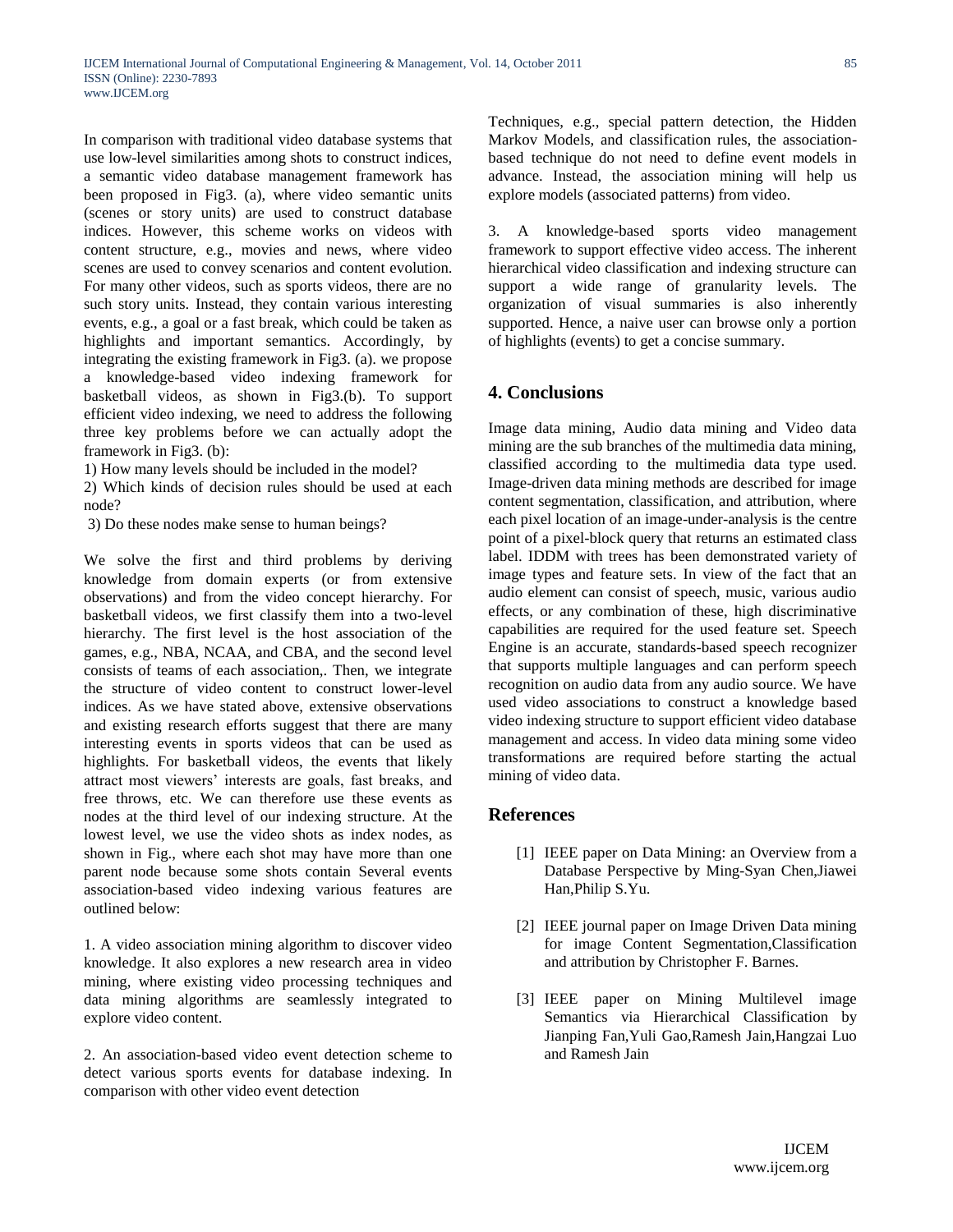In comparison with traditional video database systems that use low-level similarities among shots to construct indices, a semantic video database management framework has been proposed in Fig3. (a), where video semantic units (scenes or story units) are used to construct database indices. However, this scheme works on videos with content structure, e.g., movies and news, where video scenes are used to convey scenarios and content evolution. For many other videos, such as sports videos, there are no such story units. Instead, they contain various interesting events, e.g., a goal or a fast break, which could be taken as highlights and important semantics. Accordingly, by integrating the existing framework in Fig3. (a). we propose a knowledge-based video indexing framework for basketball videos, as shown in Fig3.(b). To support efficient video indexing, we need to address the following three key problems before we can actually adopt the framework in Fig3. (b):

1) How many levels should be included in the model?

2) Which kinds of decision rules should be used at each node?

3) Do these nodes make sense to human beings?

We solve the first and third problems by deriving knowledge from domain experts (or from extensive observations) and from the video concept hierarchy. For basketball videos, we first classify them into a two-level hierarchy. The first level is the host association of the games, e.g., NBA, NCAA, and CBA, and the second level consists of teams of each association,. Then, we integrate the structure of video content to construct lower-level indices. As we have stated above, extensive observations and existing research efforts suggest that there are many interesting events in sports videos that can be used as highlights. For basketball videos, the events that likely attract most viewers' interests are goals, fast breaks, and free throws, etc. We can therefore use these events as nodes at the third level of our indexing structure. At the lowest level, we use the video shots as index nodes, as shown in Fig., where each shot may have more than one parent node because some shots contain Several events association-based video indexing various features are outlined below:

1. A video association mining algorithm to discover video knowledge. It also explores a new research area in video mining, where existing video processing techniques and data mining algorithms are seamlessly integrated to explore video content.

2. An association-based video event detection scheme to detect various sports events for database indexing. In comparison with other video event detection Techniques, e.g., special pattern detection, the Hidden Markov Models, and classification rules, the association-based technique do not need to define event models in advance. Instead, the association mining will help us explore models (associated patterns) from video.

3. A knowledge-based sports video management framework to support effective video access. The inherent hierarchical video classification and indexing structure can support a wide range of granularity levels. The organization of visual summaries is also inherently supported. Hence, a naive user can browse only a portion of highlights (events) to get a concise summary.

## 4. Conclusions

Image data mining, Audio data mining and Video data mining are the sub branches of the multimedia data mining, classified according to the multimedia data type used. Image-driven data mining methods are described for image content segmentation, classification, and attribution, where each pixel location of an image-under-analysis is the centre point of a pixel-block query that returns an estimated class label. IDDM with trees has been demonstrated variety of image types and feature sets. In view of the fact that an audio element can consist of speech, music, various audio effects, or any combination of these, high discriminative capabilities are required for the used feature set. Speech Engine is an accurate, standards-based speech recognizer that supports multiple languages and can perform speech recognition on audio data from any audio source. We have used video associations to construct a knowledge based video indexing structure to support efficient video database management and access. In video data mining some video transformations are required before starting the actual mining of video data.

## References

[1] IEEE paper on Data Mining: an Overview from a Database Perspective by Ming-Syan Chen,Jiawei Han,Philip S.Yu.

[2] IEEE journal paper on Image Driven Data mining for image Content Segmentation,Classification and attribution by Christopher F. Barnes.

[3] IEEE paper on Mining Multilevel image Semantics via Hierarchical Classification by Jianping Fan,Yuli Gao,Ramesh Jain,Hangzai Luo and Ramesh Jain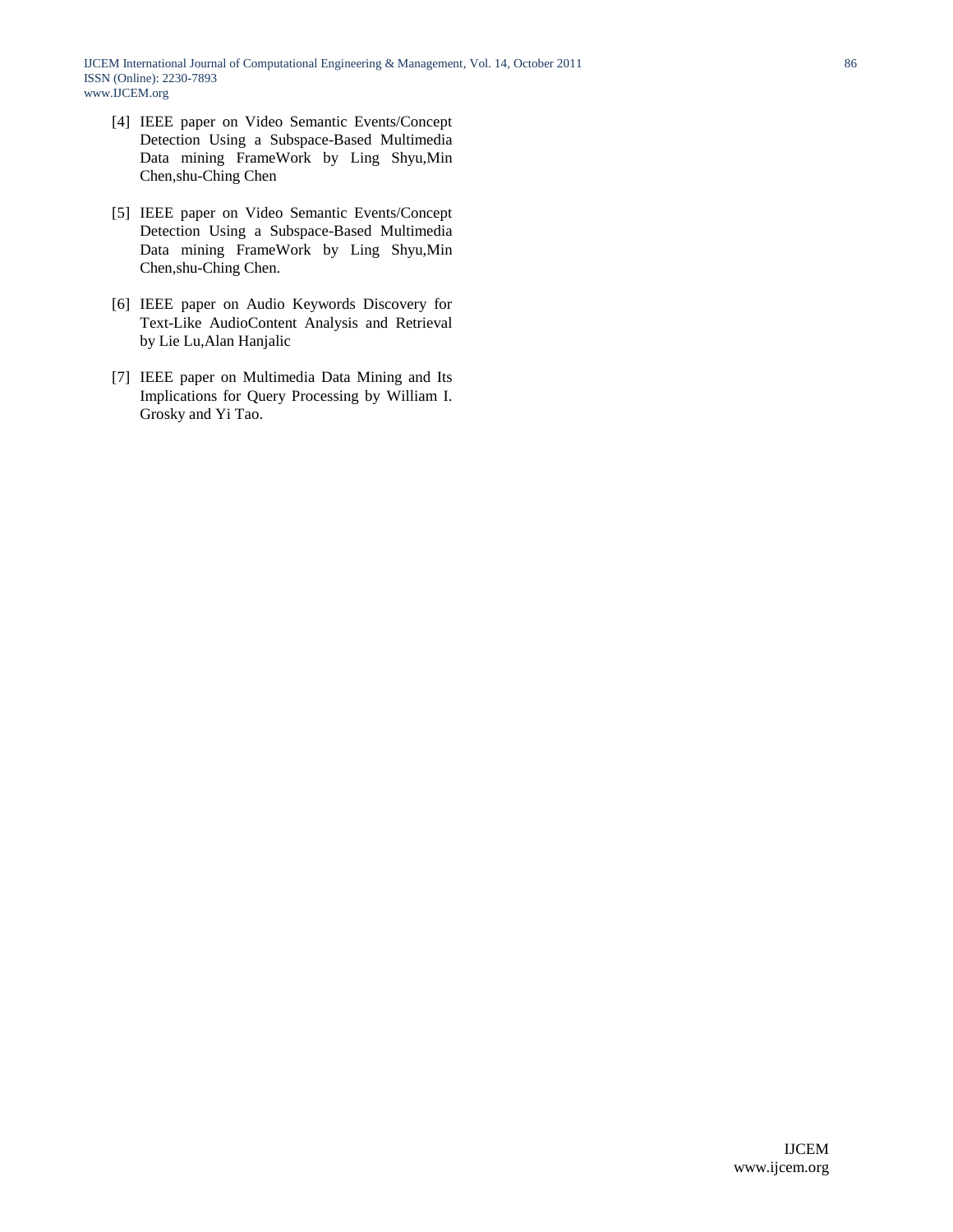[4] IEEE paper on Video Semantic Events/Concept Detection Using a Subspace-Based Multimedia Data mining FrameWork by Ling Shyu,Min Chen,shu-Ching Chen

[5] IEEE paper on Video Semantic Events/Concept Detection Using a Subspace-Based Multimedia Data mining FrameWork by Ling Shyu,Min Chen,shu-Ching Chen.

[6] IEEE paper on Audio Keywords Discovery for Text-Like AudioContent Analysis and Retrieval by Lie Lu,Alan Hanjalic

[7] IEEE paper on Multimedia Data Mining and Its Implications for Query Processing by William I. Grosky and Yi Tao.